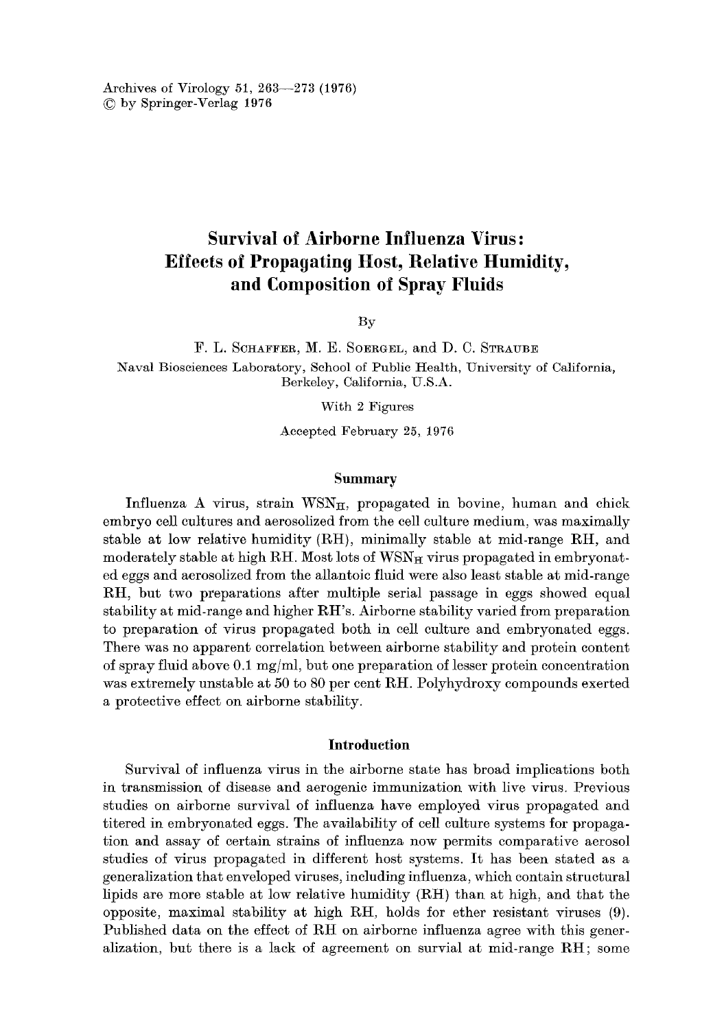Archives of Virology 51, 263—273 (1976)
© by Springer-Verlag 1976

# Survival of Airborne Influenza Virus: Effects of Propagating Host, Relative Humidity, and Composition of Spray Fluids

By

F. L. Schaffer, M. E. Soergel, and D. C. Straube

Naval Biosciences Laboratory, School of Public Health, University of California, Berkeley, California, U.S.A.

With 2 Figures

Accepted February 25, 1976

## Summary

Influenza A virus, strain $WSN_H$, propagated in bovine, human and chick embryo cell cultures and aerosolized from the cell culture medium, was maximally stable at low relative humidity (RH), minimally stable at mid-range RH, and moderately stable at high RH. Most lots of $WSN_H$ virus propagated in embryonated eggs and aerosolized from the allantoic fluid were also least stable at mid-range RH, but two preparations after multiple serial passage in eggs showed equal stability at mid-range and higher RH's. Airborne stability varied from preparation to preparation of virus propagated both in cell culture and embryonated eggs. There was no apparent correlation between airborne stability and protein content of spray fluid above 0.1 mg/ml, but one preparation of lesser protein concentration was extremely unstable at 50 to 80 per cent RH. Polyhydroxy compounds exerted a protective effect on airborne stability.

## Introduction

Survival of influenza virus in the airborne state has broad implications both in transmission of disease and aerogenic immunization with live virus. Previous studies on airborne survival of influenza have employed virus propagated and titered in embryonated eggs. The availability of cell culture systems for propagation and assay of certain strains of influenza now permits comparative aerosol studies of virus propagated in different host systems. It has been stated as a generalization that enveloped viruses, including influenza, which contain structural lipids are more stable at low relative humidity (RH) than at high, and that the opposite, maximal stability at high RH, holds for ether resistant viruses (9). Published data on the effect of RH on airborne influenza agree with this generalization, but there is a lack of agreement on survial at mid-range RH; some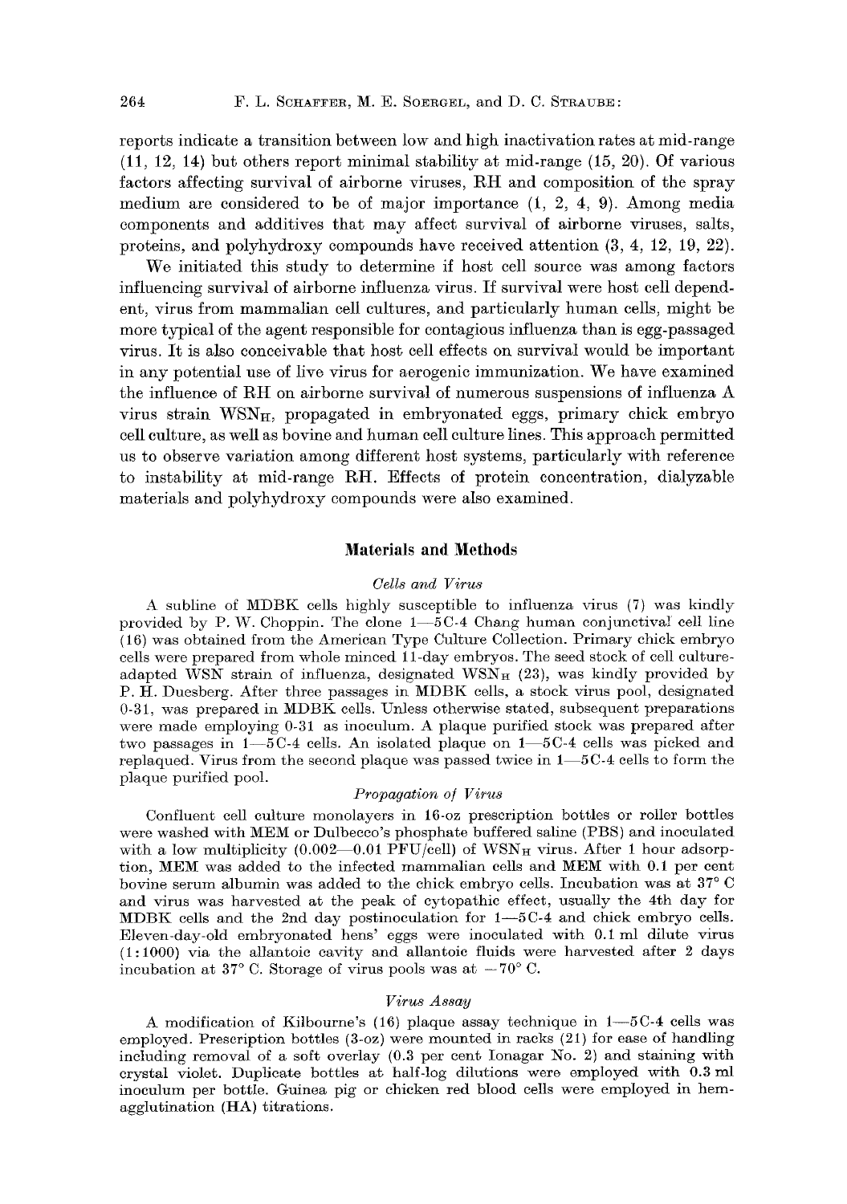reports indicate a transition between low and high inactivation rates at mid-range (11, 12, 14) but others report minimal stability at mid-range (15, 20). Of various factors affecting survival of airborne viruses, RH and composition of the spray medium are considered to be of major importance (1, 2, 4, 9). Among media components and additives that may affect survival of airborne viruses, salts, proteins, and polyhydroxy compounds have received attention (3, 4, 12, 19, 22).

We initiated this study to determine if host cell source was among factors influencing survival of airborne influenza virus. If survival were host cell dependent, virus from mammalian cell cultures, and particularly human cells, might be more typical of the agent responsible for contagious influenza than is egg-passaged virus. It is also conceivable that host cell effects on survival would be important in any potential use of live virus for aerogenic immunization. We have examined the influence of RH on airborne survival of numerous suspensions of influenza A virus strain $WSN_H$, propagated in embryonated eggs, primary chick embryo cell culture, as well as bovine and human cell culture lines. This approach permitted us to observe variation among different host systems, particularly with reference to instability at mid-range RH. Effects of protein concentration, dialyzable materials and polyhydroxy compounds were also examined.

## Materials and Methods

### *Cells and Virus*

A subline of MDBK cells highly susceptible to influenza virus (7) was kindly provided by P. W. Choppin. The clone 1—5C-4 Chang human conjunctival cell line (16) was obtained from the American Type Culture Collection. Primary chick embryo cells were prepared from whole minced 11-day embryos. The seed stock of cell culture-adapted WSN strain of influenza, designated $WSN_H$ (23), was kindly provided by P. H. Duesberg. After three passages in MDBK cells, a stock virus pool, designated 0-31, was prepared in MDBK cells. Unless otherwise stated, subsequent preparations were made employing 0-31 as inoculum. A plaque purified stock was prepared after two passages in 1—5C-4 cells. An isolated plaque on 1—5C-4 cells was picked and replaqued. Virus from the second plaque was passed twice in 1—5C-4 cells to form the plaque purified pool.

### *Propagation of Virus*

Confluent cell culture monolayers in 16-oz prescription bottles or roller bottles were washed with MEM or Dulbecco's phosphate buffered saline (PBS) and inoculated with a low multiplicity (0.002—0.01 PFU/cell) of $WSN_H$ virus. After 1 hour adsorption, MEM was added to the infected mammalian cells and MEM with 0.1 per cent bovine serum albumin was added to the chick embryo cells. Incubation was at 37° C and virus was harvested at the peak of cytopathic effect, usually the 4th day for MDBK cells and the 2nd day postinoculation for 1—5C-4 and chick embryo cells. Eleven-day-old embryonated hens' eggs were inoculated with 0.1 ml dilute virus (1:1000) via the allantoic cavity and allantoic fluids were harvested after 2 days incubation at 37° C. Storage of virus pools was at −70° C.

### *Virus Assay*

A modification of Kilbourne's (16) plaque assay technique in 1—5C-4 cells was employed. Prescription bottles (3-oz) were mounted in racks (21) for ease of handling including removal of a soft overlay (0.3 per cent Ionagar No. 2) and staining with crystal violet. Duplicate bottles at half-log dilutions were employed with 0.3 ml inoculum per bottle. Guinea pig or chicken red blood cells were employed in hemagglutination (HA) titrations.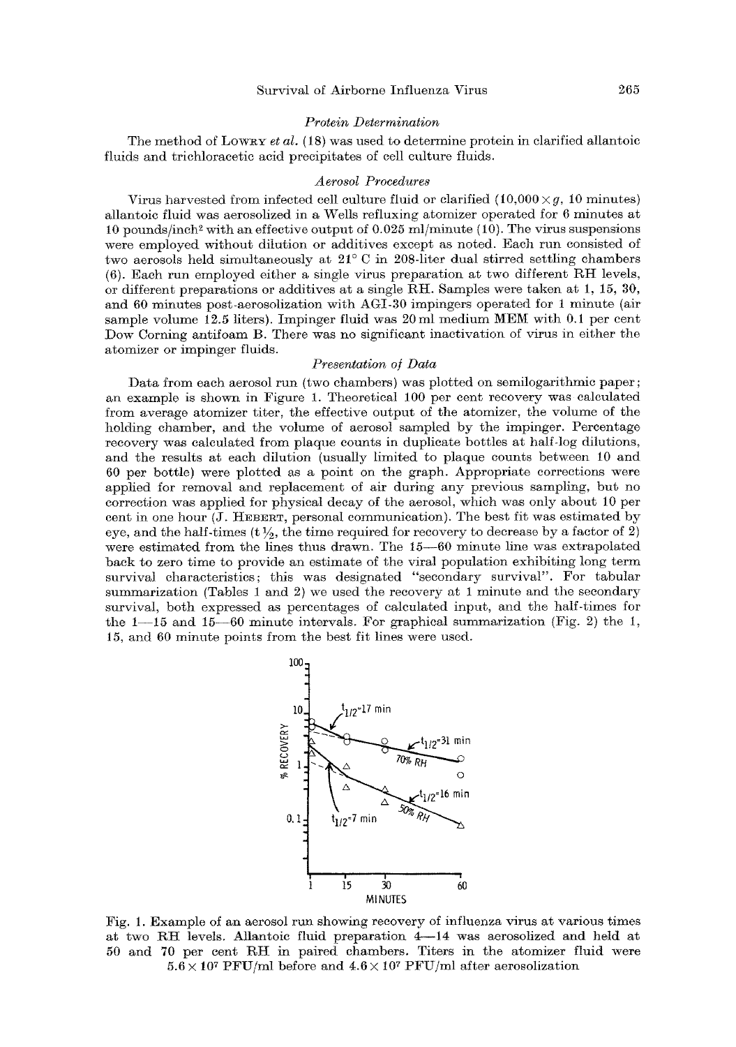### *Protein Determination*

The method of LOWRY *et al.* (18) was used to determine protein in clarified allantoic fluids and trichloracetic acid precipitates of cell culture fluids.

### *Aerosol Procedures*

Virus harvested from infected cell culture fluid or clarified ($10{,}000 \times g$, 10 minutes) allantoic fluid was aerosolized in a Wells refluxing atomizer operated for 6 minutes at 10 pounds/inch$^2$ with an effective output of 0.025 ml/minute (10). The virus suspensions were employed without dilution or additives except as noted. Each run consisted of two aerosols held simultaneously at 21° C in 208-liter dual stirred settling chambers (6). Each run employed either a single virus preparation at two different RH levels, or different preparations or additives at a single RH. Samples were taken at 1, 15, 30, and 60 minutes post-aerosolization with AGI-30 impingers operated for 1 minute (air sample volume 12.5 liters). Impinger fluid was 20 ml medium MEM with 0.1 per cent Dow Corning antifoam B. There was no significant inactivation of virus in either the atomizer or impinger fluids.

### *Presentation of Data*

Data from each aerosol run (two chambers) was plotted on semilogarithmic paper; an example is shown in Figure 1. Theoretical 100 per cent recovery was calculated from average atomizer titer, the effective output of the atomizer, the volume of the holding chamber, and the volume of aerosol sampled by the impinger. Percentage recovery was calculated from plaque counts in duplicate bottles at half-log dilutions, and the results at each dilution (usually limited to plaque counts between 10 and 60 per bottle) were plotted as a point on the graph. Appropriate corrections were applied for removal and replacement of air during any previous sampling, but no correction was applied for physical decay of the aerosol, which was only about 10 per cent in one hour (J. HEBERT, personal communication). The best fit was estimated by eye, and the half-times ($t\frac{1}{2}$, the time required for recovery to decrease by a factor of 2) were estimated from the lines thus drawn. The 15—60 minute line was extrapolated back to zero time to provide an estimate of the viral population exhibiting long term survival characteristics; this was designated "secondary survival". For tabular summarization (Tables 1 and 2) we used the recovery at 1 minute and the secondary survival, both expressed as percentages of calculated input, and the half-times for the 1—15 and 15—60 minute intervals. For graphical summarization (Fig. 2) the 1, 15, and 60 minute points from the best fit lines were used.

Fig. 1. Example of an aerosol run showing recovery of influenza virus at various times at two RH levels. Allantoic fluid preparation 4—14 was aerosolized and held at 50 and 70 per cent RH in paired chambers. Titers in the atomizer fluid were $5.6 \times 10^7$ PFU/ml before and $4.6 \times 10^7$ PFU/ml after aerosolization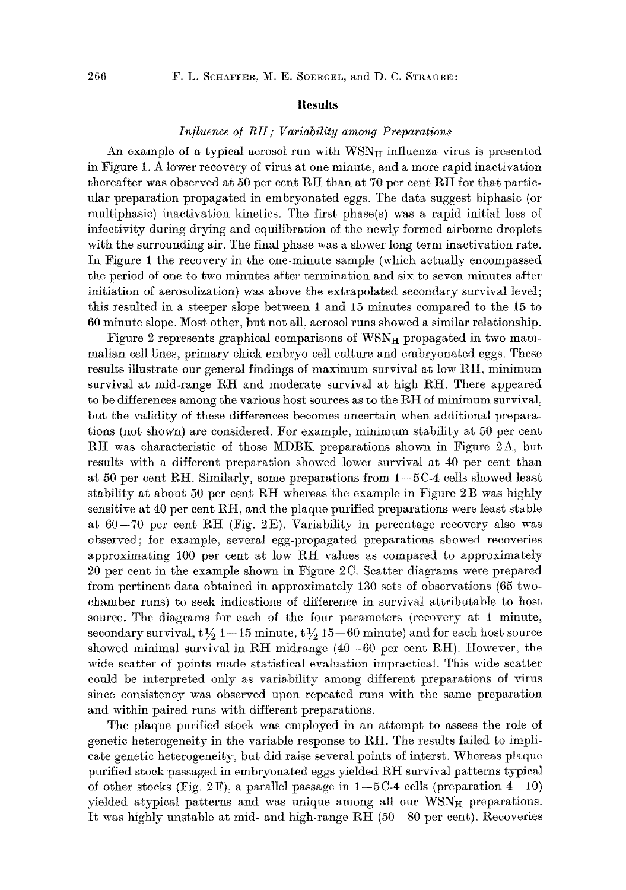## Results

### *Influence of RH; Variability among Preparations*

An example of a typical aerosol run with $WSN_H$ influenza virus is presented in Figure 1. A lower recovery of virus at one minute, and a more rapid inactivation thereafter was observed at 50 per cent RH than at 70 per cent RH for that particular preparation propagated in embryonated eggs. The data suggest biphasic (or multiphasic) inactivation kinetics. The first phase(s) was a rapid initial loss of infectivity during drying and equilibration of the newly formed airborne droplets with the surrounding air. The final phase was a slower long term inactivation rate. In Figure 1 the recovery in the one-minute sample (which actually encompassed the period of one to two minutes after termination and six to seven minutes after initiation of aerosolization) was above the extrapolated secondary survival level; this resulted in a steeper slope between 1 and 15 minutes compared to the 15 to 60 minute slope. Most other, but not all, aerosol runs showed a similar relationship.

Figure 2 represents graphical comparisons of $WSN_H$ propagated in two mammalian cell lines, primary chick embryo cell culture and embryonated eggs. These results illustrate our general findings of maximum survival at low RH, minimum survival at mid-range RH and moderate survival at high RH. There appeared to be differences among the various host sources as to the RH of minimum survival, but the validity of these differences becomes uncertain when additional preparations (not shown) are considered. For example, minimum stability at 50 per cent RH was characteristic of those MDBK preparations shown in Figure 2A, but results with a different preparation showed lower survival at 40 per cent than at 50 per cent RH. Similarly, some preparations from 1—5C-4 cells showed least stability at about 50 per cent RH whereas the example in Figure 2B was highly sensitive at 40 per cent RH, and the plaque purified preparations were least stable at 60—70 per cent RH (Fig. 2E). Variability in percentage recovery also was observed; for example, several egg-propagated preparations showed recoveries approximating 100 per cent at low RH values as compared to approximately 20 per cent in the example shown in Figure 2C. Scatter diagrams were prepared from pertinent data obtained in approximately 130 sets of observations (65 two-chamber runs) to seek indications of difference in survival attributable to host source. The diagrams for each of the four parameters (recovery at 1 minute, secondary survival, $t_{1/2}$ 1—15 minute, $t_{1/2}$ 15—60 minute) and for each host source showed minimal survival in RH midrange (40—60 per cent RH). However, the wide scatter of points made statistical evaluation impractical. This wide scatter could be interpreted only as variability among different preparations of virus since consistency was observed upon repeated runs with the same preparation and within paired runs with different preparations.

The plaque purified stock was employed in an attempt to assess the role of genetic heterogeneity in the variable response to RH. The results failed to implicate genetic heterogeneity, but did raise several points of interst. Whereas plaque purified stock passaged in embryonated eggs yielded RH survival patterns typical of other stocks (Fig. 2F), a parallel passage in 1—5C-4 cells (preparation 4—10) yielded atypical patterns and was unique among all our $WSN_H$ preparations. It was highly unstable at mid- and high-range RH (50—80 per cent). Recoveries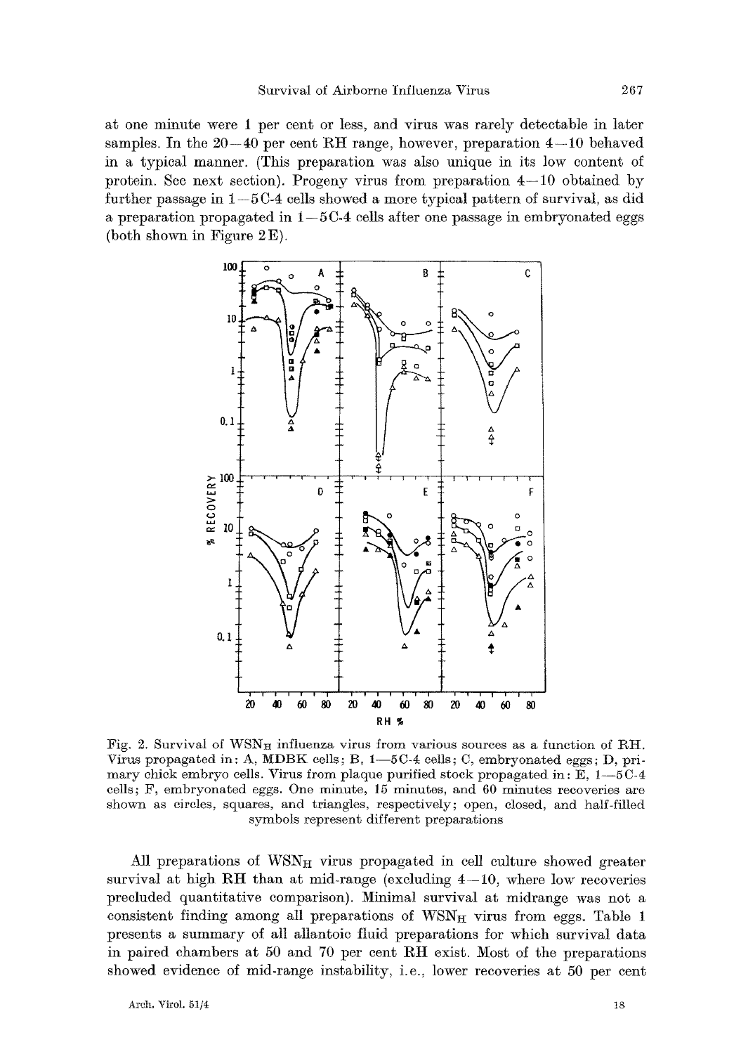at one minute were 1 per cent or less, and virus was rarely detectable in later samples. In the 20—40 per cent RH range, however, preparation 4—10 behaved in a typical manner. (This preparation was also unique in its low content of protein. See next section). Progeny virus from preparation 4—10 obtained by further passage in 1—5C-4 cells showed a more typical pattern of survival, as did a preparation propagated in 1—5C-4 cells after one passage in embryonated eggs (both shown in Figure 2E).

Fig. 2. Survival of $WSN_H$ influenza virus from various sources as a function of RH. Virus propagated in: A, MDBK cells; B, 1—5C-4 cells; C, embryonated eggs; D, primary chick embryo cells. Virus from plaque purified stock propagated in: E, 1—5C-4 cells; F, embryonated eggs. One minute, 15 minutes, and 60 minutes recoveries are shown as circles, squares, and triangles, respectively; open, closed, and half-filled symbols represent different preparations

All preparations of $WSN_H$ virus propagated in cell culture showed greater survival at high RH than at mid-range (excluding 4—10, where low recoveries precluded quantitative comparison). Minimal survival at midrange was not a consistent finding among all preparations of $WSN_H$ virus from eggs. Table 1 presents a summary of all allantoic fluid preparations for which survival data in paired chambers at 50 and 70 per cent RH exist. Most of the preparations showed evidence of mid-range instability, i.e., lower recoveries at 50 per cent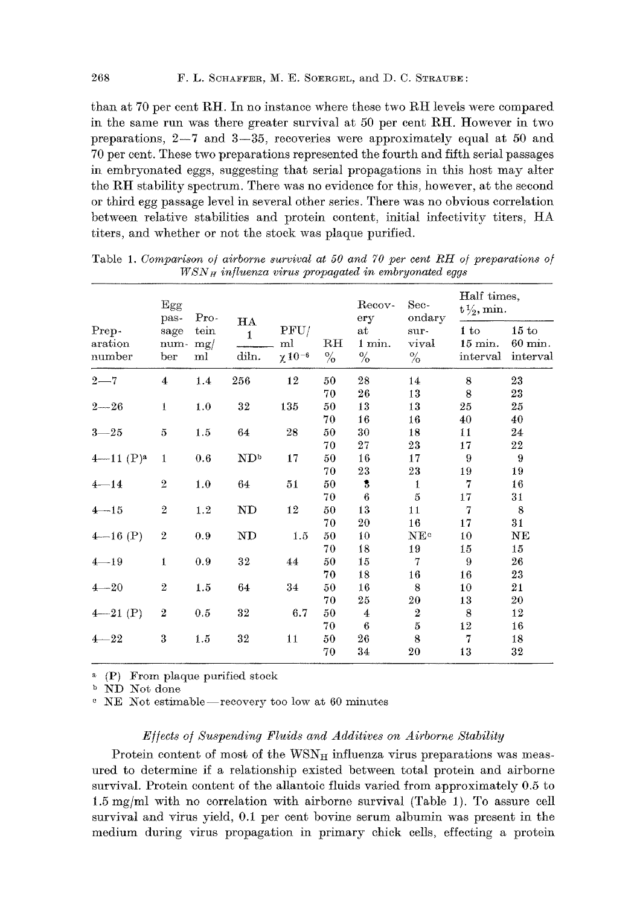than at 70 per cent RH. In no instance where these two RH levels were compared in the same run was there greater survival at 50 per cent RH. However in two preparations, 2—7 and 3—35, recoveries were approximately equal at 50 and 70 per cent. These two preparations represented the fourth and fifth serial passages in embryonated eggs, suggesting that serial propagations in this host may alter the RH stability spectrum. There was no evidence for this, however, at the second or third egg passage level in several other series. There was no obvious correlation between relative stabilities and protein content, initial infectivity titers, HA titers, and whether or not the stock was plaque purified.

Table 1. *Comparison of airborne survival at 50 and 70 per cent RH of preparations of $WSN_H$ influenza virus propagated in embryonated eggs*

| Preparation number | Egg passage number | Protein mg/ml | HA 1/diln. | PFU/ml $\times 10^{-6}$ | RH % | Recovery at 1 min. % | Secondary survival % | Half times, $t_{1/2}$, min. 1 to 15 min. interval | 15 to 60 min. interval |
|---|---|---|---|---|---|---|---|---|---|
| 2—7 | 4 | 1.4 | 256 | 12 | 50 | 28 | 14 | 8 | 23 |
| | | | | | 70 | 26 | 13 | 8 | 23 |
| 2—26 | 1 | 1.0 | 32 | 135 | 50 | 13 | 13 | 25 | 25 |
| | | | | | 70 | 16 | 16 | 40 | 40 |
| 3—25 | 5 | 1.5 | 64 | 28 | 50 | 30 | 18 | 11 | 24 |
| | | | | | 70 | 27 | 23 | 17 | 22 |
| 4—11 (P)[a] | 1 | 0.6 | ND[b] | 17 | 50 | 16 | 17 | 9 | 9 |
| | | | | | 70 | 23 | 23 | 19 | 19 |
| 4—14 | 2 | 1.0 | 64 | 51 | 50 | 3 | 1 | 7 | 16 |
| | | | | | 70 | 6 | 5 | 17 | 31 |
| 4—15 | 2 | 1.2 | ND | 12 | 50 | 13 | 11 | 7 | 8 |
| | | | | | 70 | 20 | 16 | 17 | 31 |
| 4—16 (P) | 2 | 0.9 | ND | 1.5 | 50 | 10 | NE[c] | 10 | NE |
| | | | | | 70 | 18 | 19 | 15 | 15 |
| 4—19 | 1 | 0.9 | 32 | 44 | 50 | 15 | 7 | 9 | 26 |
| | | | | | 70 | 18 | 16 | 16 | 23 |
| 4—20 | 2 | 1.5 | 64 | 34 | 50 | 16 | 8 | 10 | 21 |
| | | | | | 70 | 25 | 20 | 13 | 20 |
| 4—21 (P) | 2 | 0.5 | 32 | 6.7 | 50 | 4 | 2 | 8 | 12 |
| | | | | | 70 | 6 | 5 | 12 | 16 |
| 4—22 | 3 | 1.5 | 32 | 11 | 50 | 26 | 8 | 7 | 18 |
| | | | | | 70 | 34 | 20 | 13 | 32 |

[a] (P) From plaque purified stock

[b] ND Not done

[c] NE Not estimable—recovery too low at 60 minutes

### *Effects of Suspending Fluids and Additives on Airborne Stability*

Protein content of most of the $WSN_H$ influenza virus preparations was measured to determine if a relationship existed between total protein and airborne survival. Protein content of the allantoic fluids varied from approximately 0.5 to 1.5 mg/ml with no correlation with airborne survival (Table 1). To assure cell survival and virus yield, 0.1 per cent bovine serum albumin was present in the medium during virus propagation in primary chick cells, effecting a protein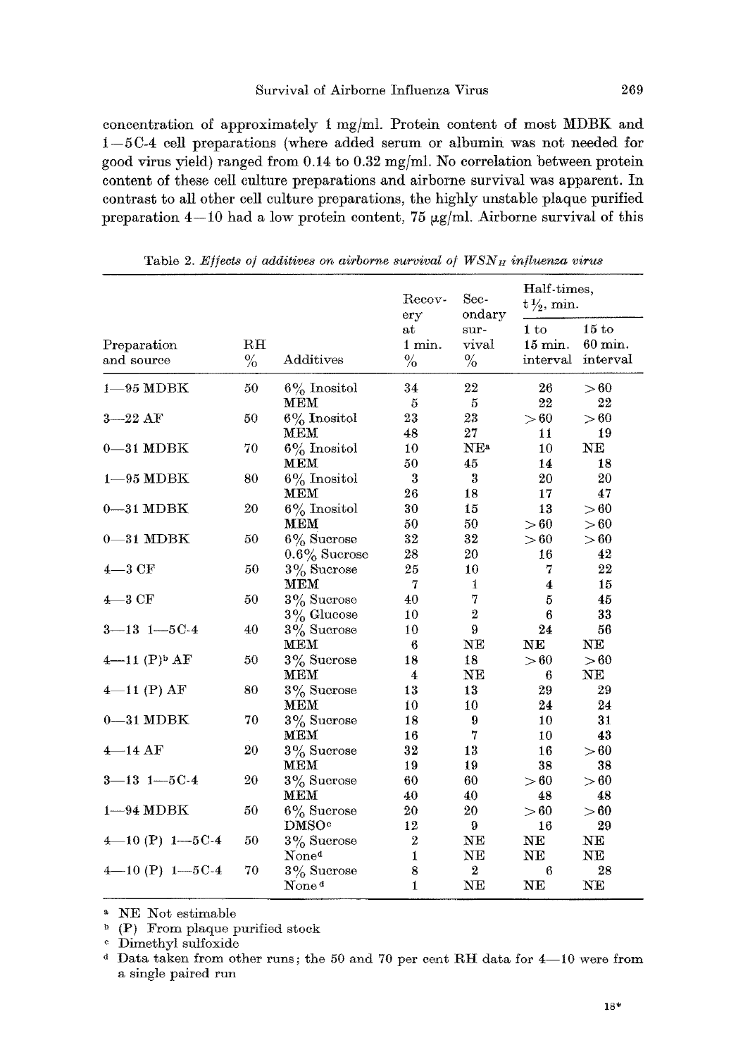concentration of approximately 1 mg/ml. Protein content of most MDBK and 1—5C-4 cell preparations (where added serum or albumin was not needed for good virus yield) ranged from 0.14 to 0.32 mg/ml. No correlation between protein content of these cell culture preparations and airborne survival was apparent. In contrast to all other cell culture preparations, the highly unstable plaque purified preparation 4—10 had a low protein content, 75 μg/ml. Airborne survival of this

Table 2. *Effects of additives on airborne survival of $WSN_H$ influenza virus*

| Preparation and source | RH % | Additives | Recovery at 1 min. % | Secondary survival % | Half-times, t½, min. 1 to 15 min. interval | 15 to 60 min. interval |
|---|---|---|---|---|---|---|
| 1—95 MDBK | 50 | 6% Inositol | 34 | 22 | 26 | >60 |
| | | MEM | 5 | 5 | 22 | 22 |
| 3—22 AF | 50 | 6% Inositol | 23 | 23 | >60 | >60 |
| | | MEM | 48 | 27 | 11 | 19 |
| 0—31 MDBK | 70 | 6% Inositol | 10 | NE[a] | 10 | NE |
| | | MEM | 50 | 45 | 14 | 18 |
| 1—95 MDBK | 80 | 6% Inositol | 3 | 3 | 20 | 20 |
| | | MEM | 26 | 18 | 17 | 47 |
| 0—31 MDBK | 20 | 6% Inositol | 30 | 15 | 13 | >60 |
| | | MEM | 50 | 50 | >60 | >60 |
| 0—31 MDBK | 50 | 6% Sucrose | 32 | 32 | >60 | >60 |
| | | 0.6% Sucrose | 28 | 20 | 16 | 42 |
| 4—3 CF | 50 | 3% Sucrose | 25 | 10 | 7 | 22 |
| | | MEM | 7 | 1 | 4 | 15 |
| 4—3 CF | 50 | 3% Sucrose | 40 | 7 | 5 | 45 |
| | | 3% Glucose | 10 | 2 | 6 | 33 |
| 3—13 1—5C-4 | 40 | 3% Sucrose | 10 | 9 | 24 | 56 |
| | | MEM | 6 | NE | NE | NE |
| 4—11 (P)[b] AF | 50 | 3% Sucrose | 18 | 18 | >60 | >60 |
| | | MEM | 4 | NE | 6 | NE |
| 4—11 (P) AF | 80 | 3% Sucrose | 13 | 13 | 29 | 29 |
| | | MEM | 10 | 10 | 24 | 24 |
| 0—31 MDBK | 70 | 3% Sucrose | 18 | 9 | 10 | 31 |
| | | MEM | 16 | 7 | 10 | 43 |
| 4—14 AF | 20 | 3% Sucrose | 32 | 13 | 16 | >60 |
| | | MEM | 19 | 19 | 38 | 38 |
| 3—13 1—5C-4 | 20 | 3% Sucrose | 60 | 60 | >60 | >60 |
| | | MEM | 40 | 40 | 48 | 48 |
| 1—94 MDBK | 50 | 6% Sucrose | 20 | 20 | >60 | >60 |
| | | DMSO[c] | 12 | 9 | 16 | 29 |
| 4—10 (P) 1—5C-4 | 50 | 3% Sucrose | 2 | NE | NE | NE |
| | | None[d] | 1 | NE | NE | NE |
| 4—10 (P) 1—5C-4 | 70 | 3% Sucrose | 8 | 2 | 6 | 28 |
| | | None[d] | 1 | NE | NE | NE |

[a] NE Not estimable

[b] (P) From plaque purified stock

[c] Dimethyl sulfoxide

[d] Data taken from other runs; the 50 and 70 per cent RH data for 4—10 were from a single paired run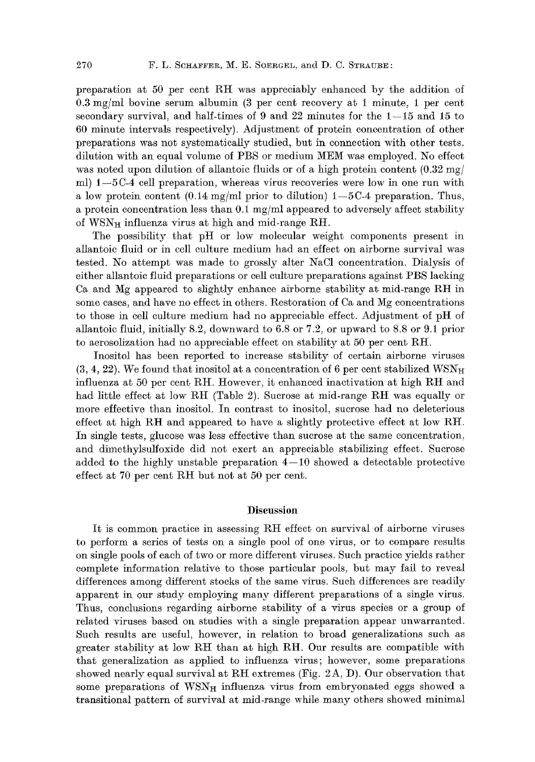preparation at 50 per cent RH was appreciably enhanced by the addition of 0.3 mg/ml bovine serum albumin (3 per cent recovery at 1 minute, 1 per cent secondary survival, and half-times of 9 and 22 minutes for the 1—15 and 15 to 60 minute intervals respectively). Adjustment of protein concentration of other preparations was not systematically studied, but in connection with other tests, dilution with an equal volume of PBS or medium MEM was employed. No effect was noted upon dilution of allantoic fluids or of a high protein content (0.32 mg/ml) 1—5C-4 cell preparation, whereas virus recoveries were low in one run with a low protein content (0.14 mg/ml prior to dilution) 1—5C-4 preparation. Thus, a protein concentration less than 0.1 mg/ml appeared to adversely affect stability of $WSN_H$ influenza virus at high and mid-range RH.

The possibility that pH or low molecular weight components present in allantoic fluid or in cell culture medium had an effect on airborne survival was tested. No attempt was made to grossly alter NaCl concentration. Dialysis of either allantoic fluid preparations or cell culture preparations against PBS lacking Ca and Mg appeared to slightly enhance airborne stability at mid-range RH in some cases, and have no effect in others. Restoration of Ca and Mg concentrations to those in cell culture medium had no appreciable effect. Adjustment of pH of allantoic fluid, initially 8.2, downward to 6.8 or 7.2, or upward to 8.8 or 9.1 prior to aerosolization had no appreciable effect on stability at 50 per cent RH.

Inositol has been reported to increase stability of certain airborne viruses (3, 4, 22). We found that inositol at a concentration of 6 per cent stabilized $WSN_H$ influenza at 50 per cent RH. However, it enhanced inactivation at high RH and had little effect at low RH (Table 2). Sucrose at mid-range RH was equally or more effective than inositol. In contrast to inositol, sucrose had no deleterious effect at high RH and appeared to have a slightly protective effect at low RH. In single tests, glucose was less effective than sucrose at the same concentration, and dimethylsulfoxide did not exert an appreciable stabilizing effect. Sucrose added to the highly unstable preparation 4—10 showed a detectable protective effect at 70 per cent RH but not at 50 per cent.

## Discussion

It is common practice in assessing RH effect on survival of airborne viruses to perform a series of tests on a single pool of one virus, or to compare results on single pools of each of two or more different viruses. Such practice yields rather complete information relative to those particular pools, but may fail to reveal differences among different stocks of the same virus. Such differences are readily apparent in our study employing many different preparations of a single virus. Thus, conclusions regarding airborne stability of a virus species or a group of related viruses based on studies with a single preparation appear unwarranted. Such results are useful, however, in relation to broad generalizations such as greater stability at low RH than at high RH. Our results are compatible with that generalization as applied to influenza virus; however, some preparations showed nearly equal survival at RH extremes (Fig. 2A, D). Our observation that some preparations of $WSN_H$ influenza virus from embryonated eggs showed a transitional pattern of survival at mid-range while many others showed minimal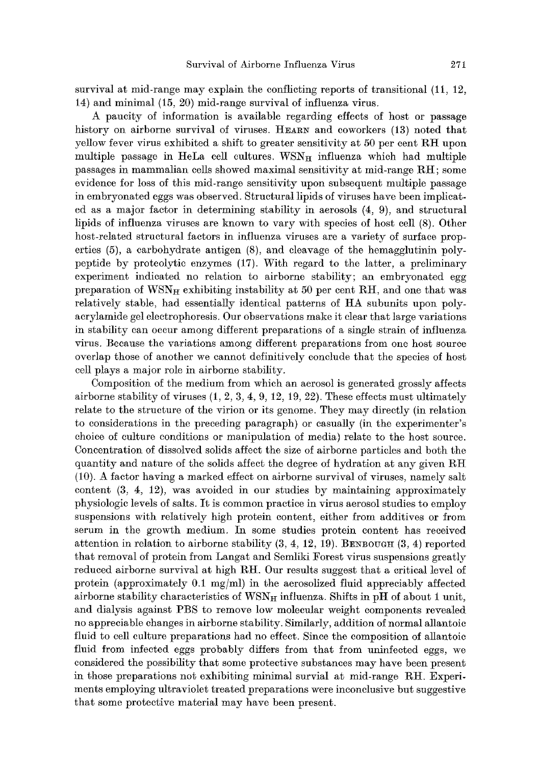survival at mid-range may explain the conflicting reports of transitional (11, 12, 14) and minimal (15, 20) mid-range survival of influenza virus.

A paucity of information is available regarding effects of host or passage history on airborne survival of viruses. HEARN and coworkers (13) noted that yellow fever virus exhibited a shift to greater sensitivity at 50 per cent RH upon multiple passage in HeLa cell cultures. $WSN_H$ influenza which had multiple passages in mammalian cells showed maximal sensitivity at mid-range RH; some evidence for loss of this mid-range sensitivity upon subsequent multiple passage in embryonated eggs was observed. Structural lipids of viruses have been implicated as a major factor in determining stability in aerosols (4, 9), and structural lipids of influenza viruses are known to vary with species of host cell (8). Other host-related structural factors in influenza viruses are a variety of surface properties (5), a carbohydrate antigen (8), and cleavage of the hemagglutinin polypeptide by proteolytic enzymes (17). With regard to the latter, a preliminary experiment indicated no relation to airborne stability; an embryonated egg preparation of $WSN_H$ exhibiting instability at 50 per cent RH, and one that was relatively stable, had essentially identical patterns of HA subunits upon polyacrylamide gel electrophoresis. Our observations make it clear that large variations in stability can occur among different preparations of a single strain of influenza virus. Because the variations among different preparations from one host source overlap those of another we cannot definitively conclude that the species of host cell plays a major role in airborne stability.

Composition of the medium from which an aerosol is generated grossly affects airborne stability of viruses (1, 2, 3, 4, 9, 12, 19, 22). These effects must ultimately relate to the structure of the virion or its genome. They may directly (in relation to considerations in the preceding paragraph) or casually (in the experimenter's choice of culture conditions or manipulation of media) relate to the host source. Concentration of dissolved solids affect the size of airborne particles and both the quantity and nature of the solids affect the degree of hydration at any given RH (10). A factor having a marked effect on airborne survival of viruses, namely salt content (3, 4, 12), was avoided in our studies by maintaining approximately physiologic levels of salts. It is common practice in virus aerosol studies to employ suspensions with relatively high protein content, either from additives or from serum in the growth medium. In some studies protein content has received attention in relation to airborne stability (3, 4, 12, 19). BENBOUGH (3, 4) reported that removal of protein from Langat and Semliki Forest virus suspensions greatly reduced airborne survival at high RH. Our results suggest that a critical level of protein (approximately 0.1 mg/ml) in the aerosolized fluid appreciably affected airborne stability characteristics of $WSN_H$ influenza. Shifts in pH of about 1 unit, and dialysis against PBS to remove low molecular weight components revealed no appreciable changes in airborne stability. Similarly, addition of normal allantoic fluid to cell culture preparations had no effect. Since the composition of allantoic fluid from infected eggs probably differs from that from uninfected eggs, we considered the possibility that some protective substances may have been present in those preparations not exhibiting minimal survial at mid-range RH. Experiments employing ultraviolet treated preparations were inconclusive but suggestive that some protective material may have been present.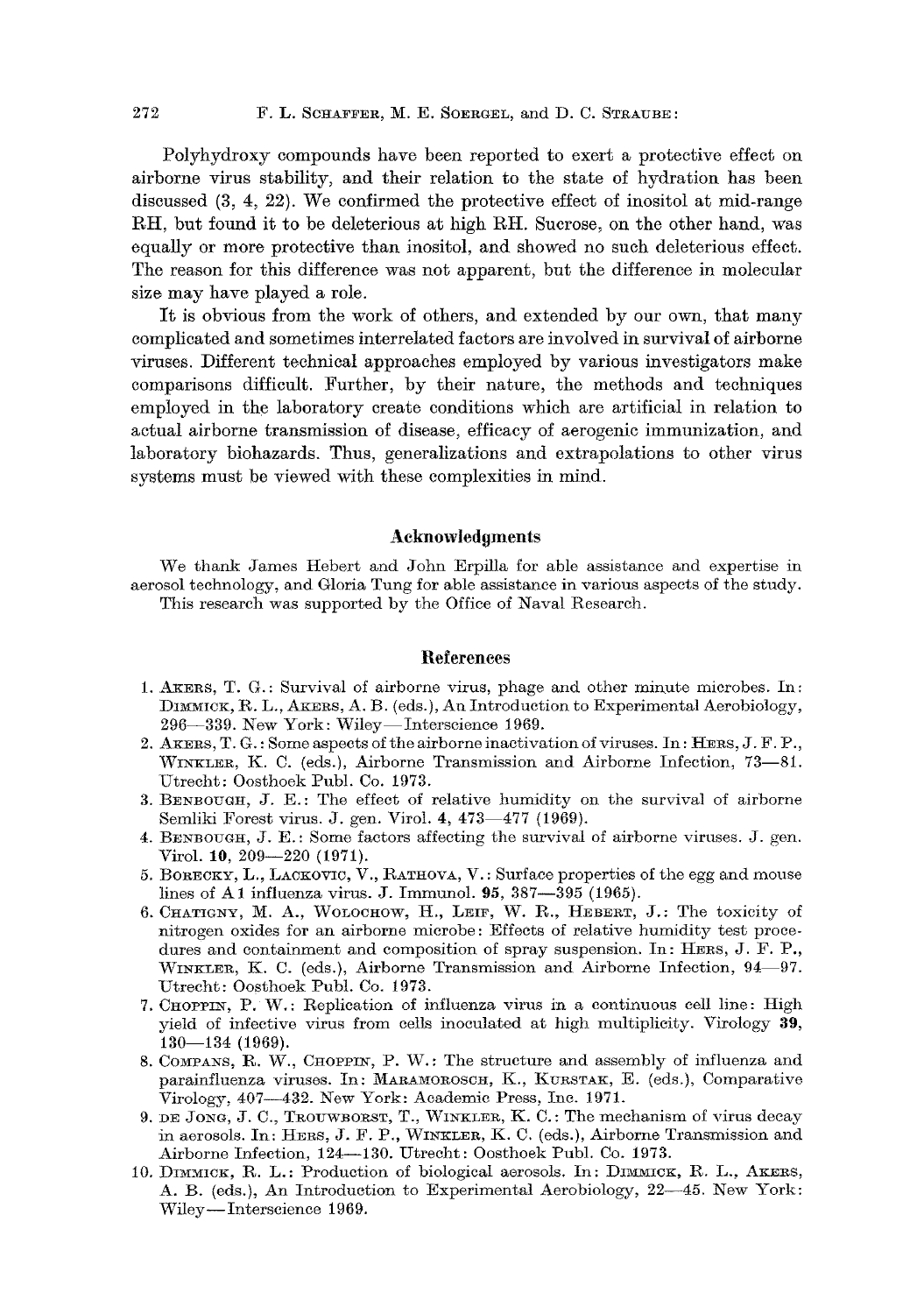Polyhydroxy compounds have been reported to exert a protective effect on airborne virus stability, and their relation to the state of hydration has been discussed (3, 4, 22). We confirmed the protective effect of inositol at mid-range RH, but found it to be deleterious at high RH. Sucrose, on the other hand, was equally or more protective than inositol, and showed no such deleterious effect. The reason for this difference was not apparent, but the difference in molecular size may have played a role.

It is obvious from the work of others, and extended by our own, that many complicated and sometimes interrelated factors are involved in survival of airborne viruses. Different technical approaches employed by various investigators make comparisons difficult. Further, by their nature, the methods and techniques employed in the laboratory create conditions which are artificial in relation to actual airborne transmission of disease, efficacy of aerogenic immunization, and laboratory biohazards. Thus, generalizations and extrapolations to other virus systems must be viewed with these complexities in mind.

## Acknowledgments

We thank James Hebert and John Erpilla for able assistance and expertise in aerosol technology, and Gloria Tung for able assistance in various aspects of the study. This research was supported by the Office of Naval Research.

## References

1. Akers, T. G.: Survival of airborne virus, phage and other minute microbes. In: Dimmick, R. L., Akers, A. B. (eds.), An Introduction to Experimental Aerobiology, 296—339. New York: Wiley—Interscience 1969.
2. Akers, T. G.: Some aspects of the airborne inactivation of viruses. In: Hers, J. F. P., Winkler, K. C. (eds.), Airborne Transmission and Airborne Infection, 73—81. Utrecht: Oosthoek Publ. Co. 1973.
3. Benbough, J. E.: The effect of relative humidity on the survival of airborne Semliki Forest virus. J. gen. Virol. **4**, 473—477 (1969).
4. Benbough, J. E.: Some factors affecting the survival of airborne viruses. J. gen. Virol. **10**, 209—220 (1971).
5. Borecky, L., Lackovic, V., Rathova, V.: Surface properties of the egg and mouse lines of A1 influenza virus. J. Immunol. **95**, 387—395 (1965).
6. Chatigny, M. A., Wolochow, H., Leif, W. R., Hebert, J.: The toxicity of nitrogen oxides for an airborne microbe: Effects of relative humidity test procedures and containment and composition of spray suspension. In: Hers, J. F. P., Winkler, K. C. (eds.), Airborne Transmission and Airborne Infection, 94—97. Utrecht: Oosthoek Publ. Co. 1973.
7. Choppin, P. W.: Replication of influenza virus in a continuous cell line: High yield of infective virus from cells inoculated at high multiplicity. Virology **39**, 130—134 (1969).
8. Compans, R. W., Choppin, P. W.: The structure and assembly of influenza and parainfluenza viruses. In: Maramorosch, K., Kurstak, E. (eds.), Comparative Virology, 407—432. New York: Academic Press, Inc. 1971.
9. de Jong, J. C., Trouwborst, T., Winkler, K. C.: The mechanism of virus decay in aerosols. In: Hers, J. F. P., Winkler, K. C. (eds.), Airborne Transmission and Airborne Infection, 124—130. Utrecht: Oosthoek Publ. Co. 1973.
10. Dimmick, R. L.: Production of biological aerosols. In: Dimmick, R. L., Akers, A. B. (eds.), An Introduction to Experimental Aerobiology, 22—45. New York: Wiley—Interscience 1969.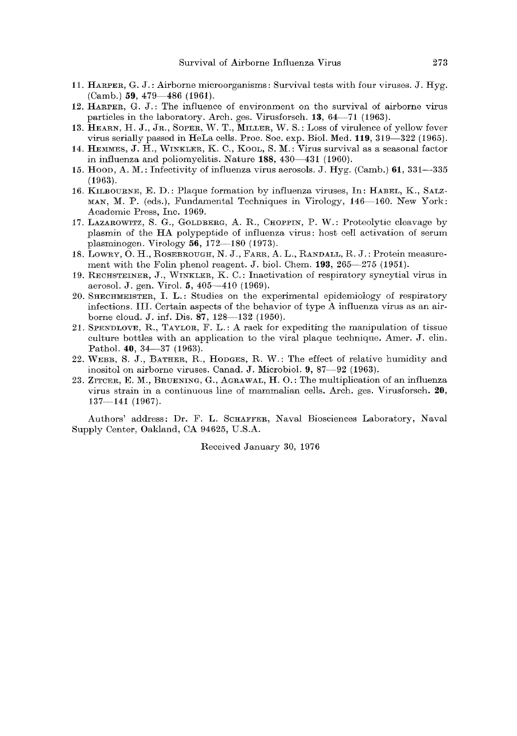11. HARPER, G. J.: Airborne microorganisms: Survival tests with four viruses. J. Hyg. (Camb.) **59**, 479—486 (1961).
12. HARPER, G. J.: The influence of environment on the survival of airborne virus particles in the laboratory. Arch. ges. Virusforsch. **13**, 64—71 (1963).
13. HEARN, H. J., JR., SOPER, W. T., MILLER, W. S.: Loss of virulence of yellow fever virus serially passed in HeLa cells. Proc. Soc. exp. Biol. Med. **119**, 319—322 (1965).
14. HEMMES, J. H., WINKLER, K. C., KOOL, S. M.: Virus survival as a seasonal factor in influenza and poliomyelitis. Nature **188**, 430—431 (1960).
15. HOOD, A. M.: Infectivity of influenza virus aerosols. J. Hyg. (Camb.) **61**, 331—335 (1963).
16. KILBOURNE, E. D.: Plaque formation by influenza viruses, In: HABEL, K., SALZMAN, M. P. (eds.), Fundamental Techniques in Virology, 146—160. New York: Academic Press, Inc. 1969.
17. LAZAROWITZ, S. G., GOLDBERG, A. R., CHOPPIN, P. W.: Proteolytic cleavage by plasmin of the HA polypeptide of influenza virus: host cell activation of serum plasminogen. Virology **56**, 172—180 (1973).
18. LOWRY, O. H., ROSEBROUGH, N. J., FARR, A. L., RANDALL, R. J.: Protein measurement with the Folin phenol reagent. J. biol. Chem. **193**, 265—275 (1951).
19. RECHSTEINER, J., WINKLER, K. C.: Inactivation of respiratory syncytial virus in aerosol. J. gen. Virol. **5**, 405—410 (1969).
20. SHECHMEISTER, I. L.: Studies on the experimental epidemiology of respiratory infections. III. Certain aspects of the behavior of type A influenza virus as an airborne cloud. J. inf. Dis. **87**, 128—132 (1950).
21. SPENDLOVE, R., TAYLOR, F. L.: A rack for expediting the manipulation of tissue culture bottles with an application to the viral plaque technique. Amer. J. clin. Pathol. **40**, 34—37 (1963).
22. WEBB, S. J., BATHER, R., HODGES, R. W.: The effect of relative humidity and inositol on airborne viruses. Canad. J. Microbiol. **9**, 87—92 (1963).
23. ZITCER, E. M., BRUENING, G., AGRAWAL, H. O.: The multiplication of an influenza virus strain in a continuous line of mammalian cells. Arch. ges. Virusforsch. **20**, 137—141 (1967).

Authors' address: Dr. F. L. SCHAFFER, Naval Biosciences Laboratory, Naval Supply Center, Oakland, CA 94625, U.S.A.

Received January 30, 1976